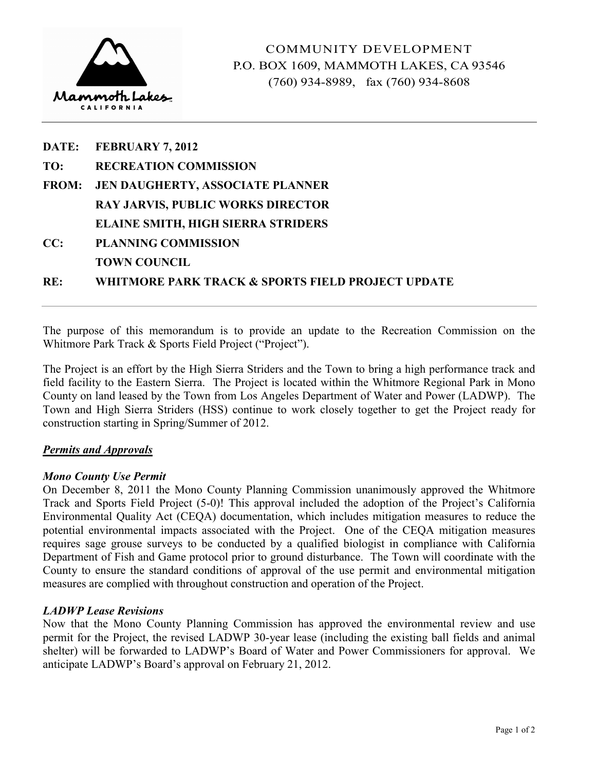COMMUNITY DEVELOPMENT
P.O. BOX 1609, MAMMOTH LAKES, CA 93546
(760) 934-8989, fax (760) 934-8608

---

**DATE:** **FEBRUARY 7, 2012**

**TO:** **RECREATION COMMISSION**

**FROM:** **JEN DAUGHERTY, ASSOCIATE PLANNER**
**RAY JARVIS, PUBLIC WORKS DIRECTOR**
**ELAINE SMITH, HIGH SIERRA STRIDERS**

**CC:** **PLANNING COMMISSION**
**TOWN COUNCIL**

**RE:** **WHITMORE PARK TRACK & SPORTS FIELD PROJECT UPDATE**

---

The purpose of this memorandum is to provide an update to the Recreation Commission on the Whitmore Park Track & Sports Field Project ("Project").

The Project is an effort by the High Sierra Striders and the Town to bring a high performance track and field facility to the Eastern Sierra. The Project is located within the Whitmore Regional Park in Mono County on land leased by the Town from Los Angeles Department of Water and Power (LADWP). The Town and High Sierra Striders (HSS) continue to work closely together to get the Project ready for construction starting in Spring/Summer of 2012.

## ***Permits and Approvals***

### *Mono County Use Permit*

On December 8, 2011 the Mono County Planning Commission unanimously approved the Whitmore Track and Sports Field Project (5-0)! This approval included the adoption of the Project's California Environmental Quality Act (CEQA) documentation, which includes mitigation measures to reduce the potential environmental impacts associated with the Project. One of the CEQA mitigation measures requires sage grouse surveys to be conducted by a qualified biologist in compliance with California Department of Fish and Game protocol prior to ground disturbance. The Town will coordinate with the County to ensure the standard conditions of approval of the use permit and environmental mitigation measures are complied with throughout construction and operation of the Project.

### *LADWP Lease Revisions*

Now that the Mono County Planning Commission has approved the environmental review and use permit for the Project, the revised LADWP 30-year lease (including the existing ball fields and animal shelter) will be forwarded to LADWP's Board of Water and Power Commissioners for approval. We anticipate LADWP's Board's approval on February 21, 2012.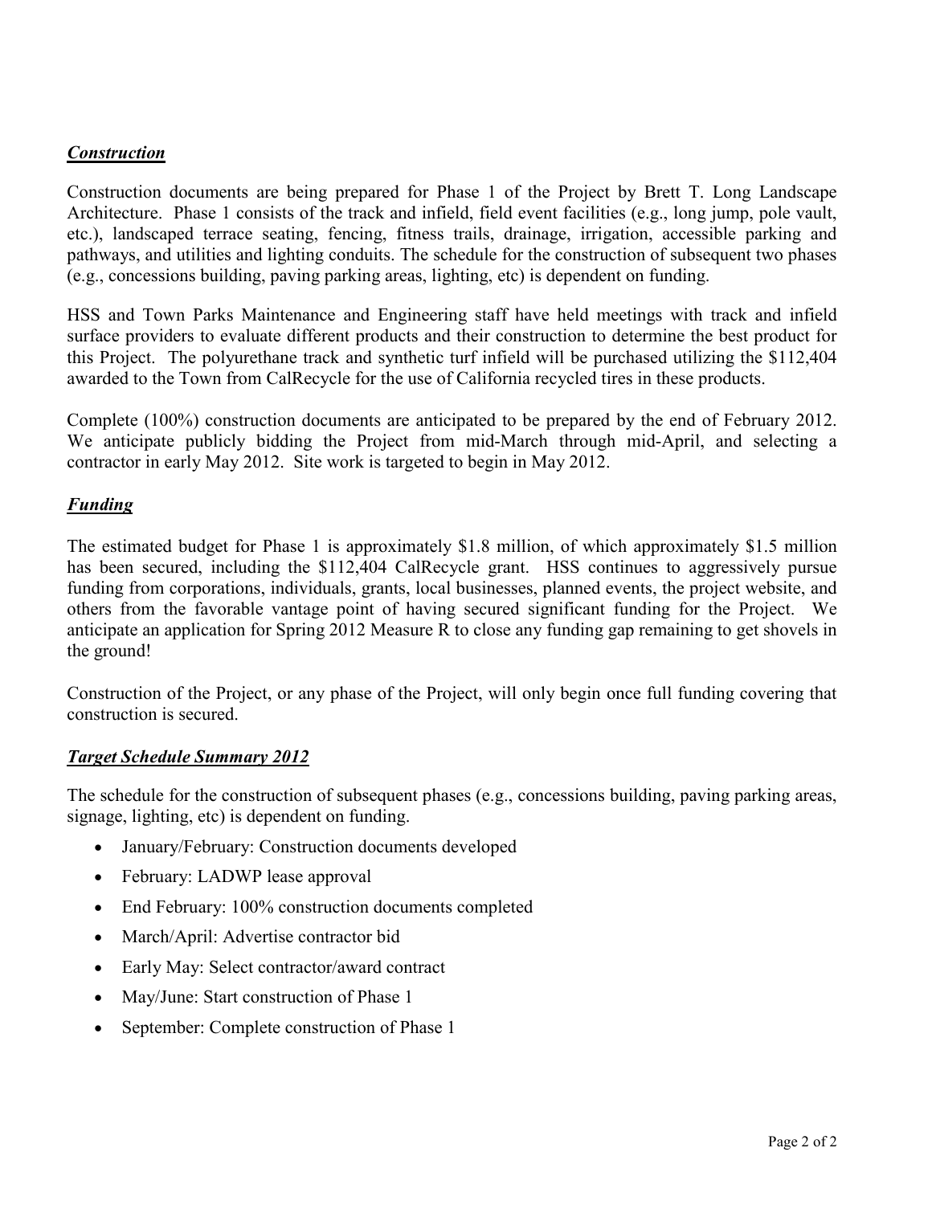## ***Construction***

Construction documents are being prepared for Phase 1 of the Project by Brett T. Long Landscape Architecture. Phase 1 consists of the track and infield, field event facilities (e.g., long jump, pole vault, etc.), landscaped terrace seating, fencing, fitness trails, drainage, irrigation, accessible parking and pathways, and utilities and lighting conduits. The schedule for the construction of subsequent two phases (e.g., concessions building, paving parking areas, lighting, etc) is dependent on funding.

HSS and Town Parks Maintenance and Engineering staff have held meetings with track and infield surface providers to evaluate different products and their construction to determine the best product for this Project. The polyurethane track and synthetic turf infield will be purchased utilizing the $112,404 awarded to the Town from CalRecycle for the use of California recycled tires in these products.

Complete (100%) construction documents are anticipated to be prepared by the end of February 2012. We anticipate publicly bidding the Project from mid-March through mid-April, and selecting a contractor in early May 2012. Site work is targeted to begin in May 2012.

## ***Funding***

The estimated budget for Phase 1 is approximately $1.8 million, of which approximately $1.5 million has been secured, including the $112,404 CalRecycle grant. HSS continues to aggressively pursue funding from corporations, individuals, grants, local businesses, planned events, the project website, and others from the favorable vantage point of having secured significant funding for the Project. We anticipate an application for Spring 2012 Measure R to close any funding gap remaining to get shovels in the ground!

Construction of the Project, or any phase of the Project, will only begin once full funding covering that construction is secured.

## ***Target Schedule Summary 2012***

The schedule for the construction of subsequent phases (e.g., concessions building, paving parking areas, signage, lighting, etc) is dependent on funding.

- January/February: Construction documents developed
- February: LADWP lease approval
- End February: 100% construction documents completed
- March/April: Advertise contractor bid
- Early May: Select contractor/award contract
- May/June: Start construction of Phase 1
- September: Complete construction of Phase 1